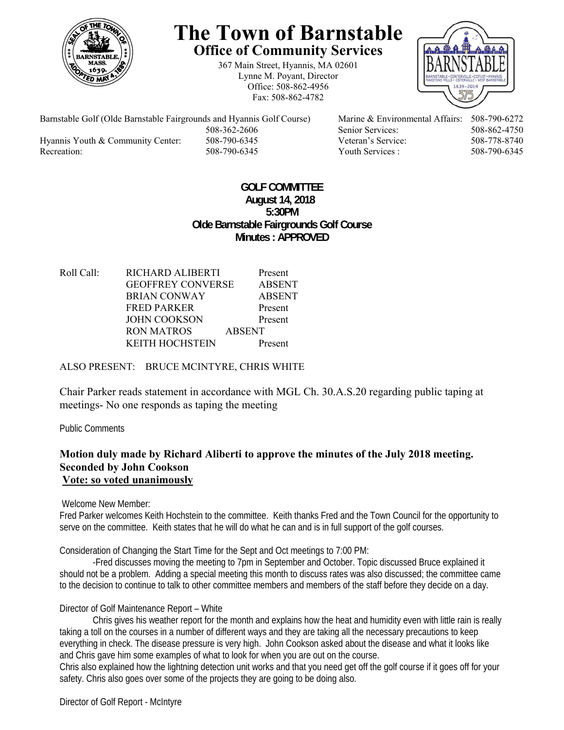# The Town of Barnstable

## Office of Community Services

367 Main Street, Hyannis, MA 02601
Lynne M. Poyant, Director
Office: 508-862-4956
Fax: 508-862-4782

| | | | |
|---|---|---|---|
| Barnstable Golf (Olde Barnstable Fairgrounds and Hyannis Golf Course) | 508-362-2606 | Marine & Environmental Affairs: | 508-790-6272 |
| | | Senior Services: | 508-862-4750 |
| Hyannis Youth & Community Center: | 508-790-6345 | Veteran's Service: | 508-778-8740 |
| Recreation: | 508-790-6345 | Youth Services : | 508-790-6345 |

**GOLF COMMITTEE**
**August 14, 2018**
**5:30PM**
**Olde Barnstable Fairgrounds Golf Course**
**Minutes : APPROVED**

| Roll Call: | | |
|---|---|---|
| | RICHARD ALIBERTI | Present |
| | GEOFFREY CONVERSE | ABSENT |
| | BRIAN CONWAY | ABSENT |
| | FRED PARKER | Present |
| | JOHN COOKSON | Present |
| | RON MATROS | ABSENT |
| | KEITH HOCHSTEIN | Present |

ALSO PRESENT: BRUCE MCINTYRE, CHRIS WHITE

Chair Parker reads statement in accordance with MGL Ch. 30.A.S.20 regarding public taping at meetings- No one responds as taping the meeting

Public Comments

**Motion duly made by Richard Aliberti to approve the minutes of the July 2018 meeting.**
**Seconded by John Cookson**
**Vote: so voted unanimously**

Welcome New Member:
Fred Parker welcomes Keith Hochstein to the committee. Keith thanks Fred and the Town Council for the opportunity to serve on the committee. Keith states that he will do what he can and is in full support of the golf courses.

Consideration of Changing the Start Time for the Sept and Oct meetings to 7:00 PM:
-Fred discusses moving the meeting to 7pm in September and October. Topic discussed Bruce explained it should not be a problem. Adding a special meeting this month to discuss rates was also discussed; the committee came to the decision to continue to talk to other committee members and members of the staff before they decide on a day.

Director of Golf Maintenance Report – White
Chris gives his weather report for the month and explains how the heat and humidity even with little rain is really taking a toll on the courses in a number of different ways and they are taking all the necessary precautions to keep everything in check. The disease pressure is very high. John Cookson asked about the disease and what it looks like and Chris gave him some examples of what to look for when you are out on the course.
Chris also explained how the lightning detection unit works and that you need get off the golf course if it goes off for your safety. Chris also goes over some of the projects they are going to be doing also.

Director of Golf Report - McIntyre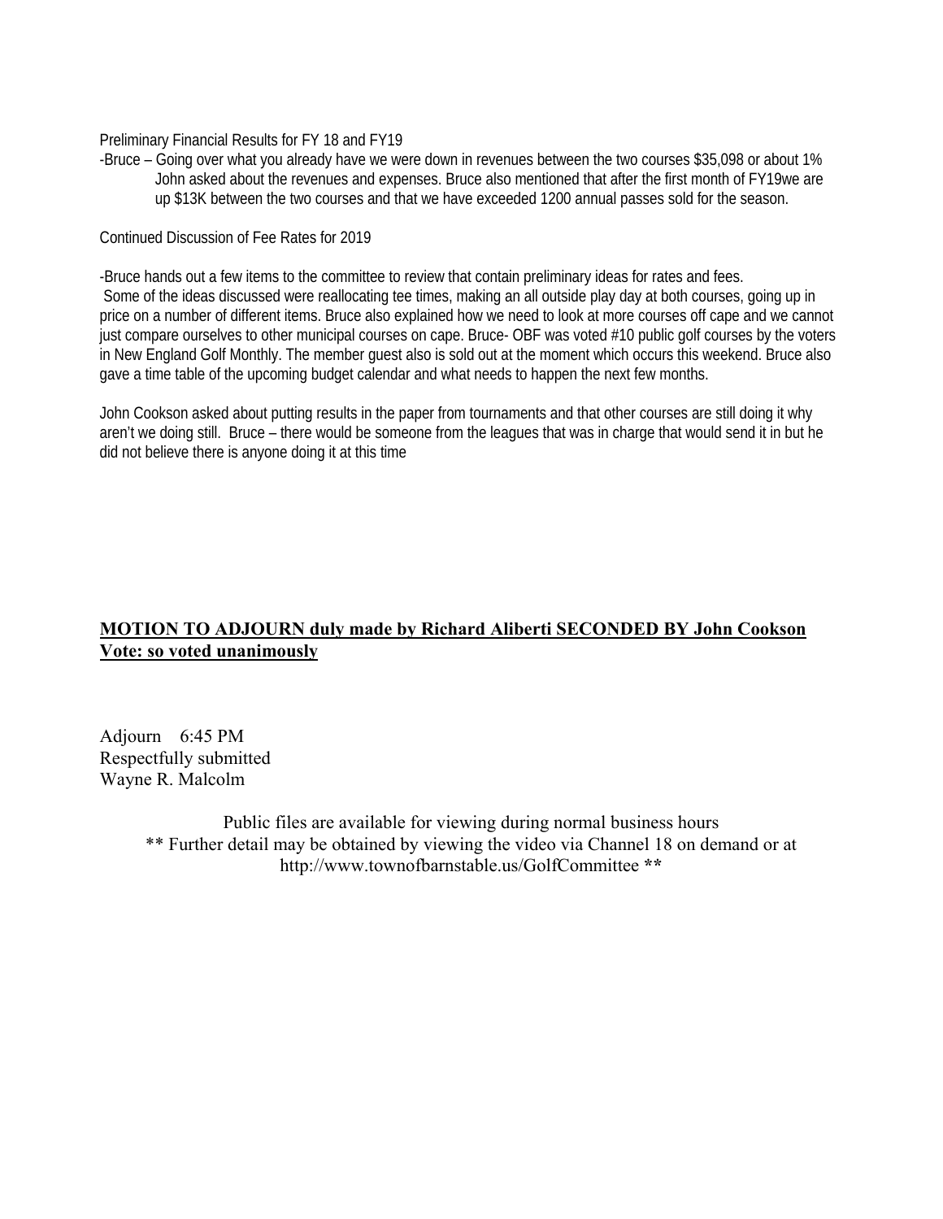Preliminary Financial Results for FY 18 and FY19

-Bruce – Going over what you already have we were down in revenues between the two courses $35,098 or about 1% John asked about the revenues and expenses. Bruce also mentioned that after the first month of FY19we are up $13K between the two courses and that we have exceeded 1200 annual passes sold for the season.

Continued Discussion of Fee Rates for 2019

-Bruce hands out a few items to the committee to review that contain preliminary ideas for rates and fees. Some of the ideas discussed were reallocating tee times, making an all outside play day at both courses, going up in price on a number of different items. Bruce also explained how we need to look at more courses off cape and we cannot just compare ourselves to other municipal courses on cape. Bruce- OBF was voted #10 public golf courses by the voters in New England Golf Monthly. The member guest also is sold out at the moment which occurs this weekend. Bruce also gave a time table of the upcoming budget calendar and what needs to happen the next few months.

John Cookson asked about putting results in the paper from tournaments and that other courses are still doing it why aren't we doing still. Bruce – there would be someone from the leagues that was in charge that would send it in but he did not believe there is anyone doing it at this time

**MOTION TO ADJOURN duly made by Richard Aliberti SECONDED BY John Cookson**
**Vote: so voted unanimously**

Adjourn 6:45 PM
Respectfully submitted
Wayne R. Malcolm

Public files are available for viewing during normal business hours
** Further detail may be obtained by viewing the video via Channel 18 on demand or at http://www.townofbarnstable.us/GolfCommittee **